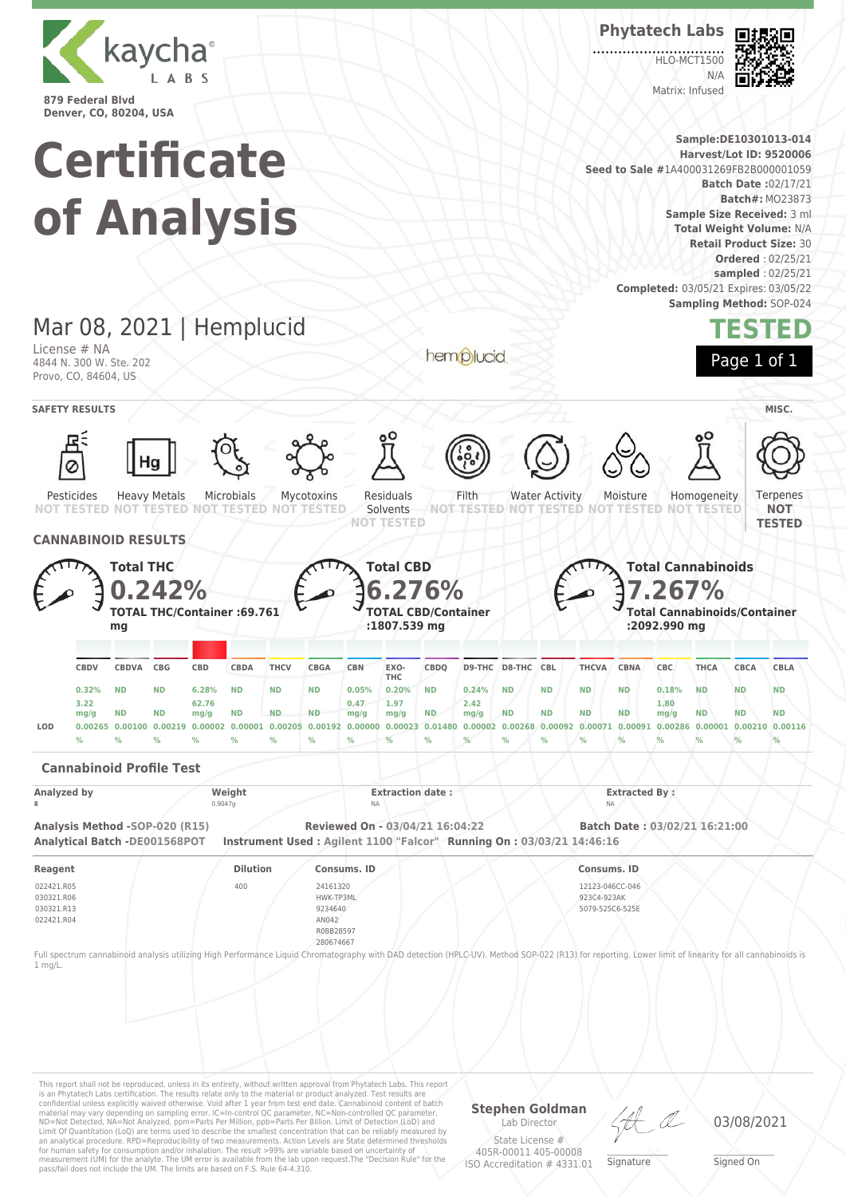kaycha LABS

879 Federal Blvd
Denver, CO, 80204, USA

# Certificate of Analysis

**Phytatech Labs**

HLO-MCT1500
N/A
Matrix: Infused

**Sample:** DE10301013-014
**Harvest/Lot ID:** 9520006
**Seed to Sale** #1A400031269FB2B000001059
**Batch Date** :02/17/21
**Batch#:** MO23873
**Sample Size Received:** 3 ml
**Total Weight Volume:** N/A
**Retail Product Size:** 30
**Ordered** : 02/25/21
**sampled** : 02/25/21
**Completed:** 03/05/21 Expires: 03/05/22
**Sampling Method:** SOP-024

## Mar 08, 2021 | Hemplucid

License # NA
4844 N. 300 W. Ste. 202
Provo, CO, 84604, US

hemplucid

**TESTED**

### SAFETY RESULTS

| Pesticides | Heavy Metals | Microbials | Mycotoxins | Residuals Solvents | Filth | Water Activity | Moisture | Homogeneity |
|---|---|---|---|---|---|---|---|---|
| NOT TESTED | NOT TESTED | NOT TESTED | NOT TESTED | NOT TESTED | NOT TESTED | NOT TESTED | NOT TESTED | NOT TESTED |

**MISC.**

Terpenes: **NOT TESTED**

### CANNABINOID RESULTS

**Total THC**
**0.242%**
**TOTAL THC/Container :69.761 mg**

**Total CBD**
**6.276%**
**TOTAL CBD/Container :1807.539 mg**

**Total Cannabinoids**
**7.267%**
**Total Cannabinoids/Container :2092.990 mg**

| | CBDV | CBDVA | CBG | CBD | CBDA | THCV | CBGA | CBN | EXO-THC | CBDQ | D9-THC | D8-THC | CBL | THCVA | CBNA | CBC | THCA | CBCA | CBLA |
|---|---|---|---|---|---|---|---|---|---|---|---|---|---|---|---|---|---|---|---|
| % | 0.32% | ND | ND | 6.28% | ND | ND | ND | 0.05% | 0.20% | ND | 0.24% | ND | ND | ND | ND | 0.18% | ND | ND | ND |
| mg/g | 3.22 mg/g | ND | ND | 62.76 mg/g | ND | ND | ND | 0.47 mg/g | 1.97 mg/g | ND | 2.42 mg/g | ND | ND | ND | ND | 1.80 mg/g | ND | ND | ND |
| LOD | 0.00265 % | 0.00100 % | 0.00219 % | 0.00002 % | 0.00001 % | 0.00205 % | 0.00192 % | 0.00000 % | 0.00023 % | 0.01480 % | 0.00002 % | 0.00268 % | 0.00092 % | 0.00071 % | 0.00091 % | 0.00286 % | 0.00001 % | 0.00210 % | 0.00116 % |

### Cannabinoid Profile Test

| Analyzed by | Weight | Extraction date : | Extracted By : |
|---|---|---|---|
| 8 | 0.9047g | NA | NA |

**Analysis Method** -SOP-020 (R15)
**Analytical Batch** -DE001568POT
**Reviewed On** - 03/04/21 16:04:22
**Instrument Used :** Agilent 1100 "Falcor"
**Running On :** 03/03/21 14:46:16
**Batch Date :** 03/02/21 16:21:00

| Reagent | Dilution | Consums. ID | Consums. ID |
|---|---|---|---|
| 022421.R05 | 400 | 24161320 | 12123-046CC-046 |
| 030321.R06 | | HWK-TP3ML | 923C4-923AK |
| 030321.R13 | | 9234640 | 5079-525C6-525E |
| 022421.R04 | | AN042 | |
| | | R0BB28597 | |
| | | 280674667 | |

Full spectrum cannabinoid analysis utilizing High Performance Liquid Chromatography with DAD detection (HPLC-UV). Method SOP-022 (R13) for reporting. Lower limit of linearity for all cannabinoids is 1 mg/L.

This report shall not be reproduced, unless in its entirety, without written approval from Phytatech Labs. This report is an Phytatech Labs certification. The results relate only to the material or product analyzed. Test results are confidential unless explicitly waived otherwise. Void after 1 year from test end date. Cannabinoid content of batch material may vary depending on sampling error. IC=In-control QC parameter, NC=Non-controlled QC parameter, ND=Not Detected, NA=Not Analyzed, ppm=Parts Per Million, ppb=Parts Per Billion. Limit of Detection (LoD) and Limit Of Quantitation (LoQ) are terms used to describe the smallest concentration that can be reliably measured by an analytical procedure. RPD=Reproducibility of two measurements. Action Levels are State determined thresholds for human safety for consumption and/or inhalation. The result >99% are variable based on uncertainty of measurement (UM) for the analyte. The UM error is available from the lab upon request.The "Decision Rule" for the pass/fail does not include the UM. The limits are based on F.S. Rule 64-4.310.

**Stephen Goldman**
Lab Director
State License #
405R-00011 405-00008
ISO Accreditation # 4331.01

Signature

03/08/2021
Signed On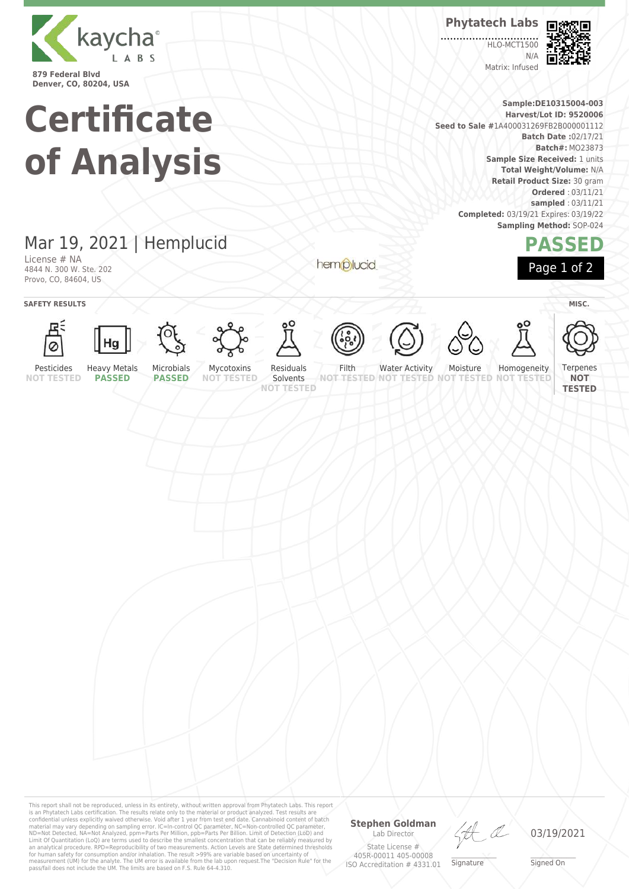**Kaycha Labs**

879 Federal Blvd
Denver, CO, 80204, USA

**Phytatech Labs**

HLO-MCT1500
N/A
Matrix: Infused

# Certificate of Analysis

**Sample:** DE10315004-003
**Harvest/Lot ID:** 9520006
**Seed to Sale #** 1A400031269FB2B000001112
**Batch Date :** 02/17/21
**Batch#:** MO23873
**Sample Size Received:** 1 units
**Total Weight/Volume:** N/A
**Retail Product Size:** 30 gram
**Ordered** : 03/11/21
**sampled** : 03/11/21
**Completed:** 03/19/21 Expires: 03/19/22
**Sampling Method:** SOP-024

## Mar 19, 2021 | Hemplucid

License # NA
4844 N. 300 W. Ste. 202
Provo, CO, 84604, US

hemplucid

**PASSED**

**SAFETY RESULTS**

| Pesticides | Heavy Metals | Microbials | Mycotoxins | Residuals Solvents | Filth | Water Activity | Moisture | Homogeneity |
|---|---|---|---|---|---|---|---|---|
| NOT TESTED | PASSED | PASSED | NOT TESTED | NOT TESTED | NOT TESTED | NOT TESTED | NOT TESTED | NOT TESTED |

**MISC.**

| Terpenes |
|---|
| NOT TESTED |

This report shall not be reproduced, unless in its entirety, without written approval from Phytatech Labs. This report is an Phytatech Labs certification. The results relate only to the material or product analyzed. Test results are confidential unless explicitly waived otherwise. Void after 1 year from test end date. Cannabinoid content of batch material may vary depending on sampling error. IC=In-control QC parameter, NC=Non-controlled QC parameter, ND=Not Detected, NA=Not Analyzed, ppm=Parts Per Million, ppb=Parts Per Billion. Limit of Detection (LoD) and Limit Of Quantitation (LoQ) are terms used to describe the smallest concentration that can be reliably measured by an analytical procedure. RPD=Reproducibility of two measurements. Action Levels are State determined thresholds for human safety for consumption and/or inhalation. The result >99% are variable based on uncertainty of measurement (UM) for the analyte. The UM error is available from the lab upon request.The "Decision Rule" for the pass/fail does not include the UM. The limits are based on F.S. Rule 64-4.310.

**Stephen Goldman**
Lab Director
State License #
405R-00011 405-00008
ISO Accreditation # 4331.01

Signature

03/19/2021
Signed On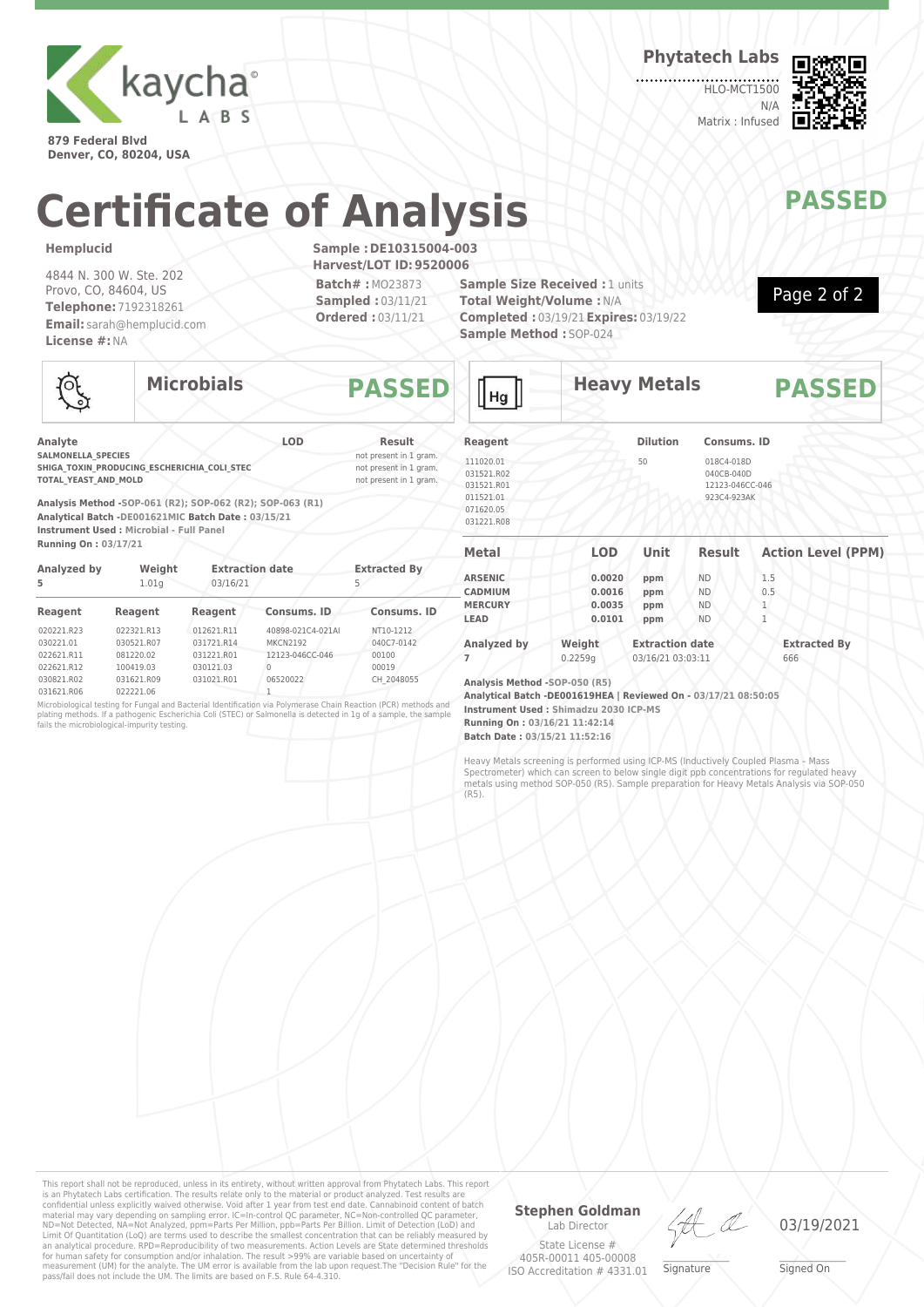kaycha LABS

879 Federal Blvd
Denver, CO, 80204, USA

**Phytatech Labs**

HLO-MCT1500
N/A
Matrix : Infused

# Certificate of Analysis

## PASSED

**Hemplucid**

4844 N. 300 W. Ste. 202
Provo, CO, 84604, US
**Telephone:** 7192318261
**Email:** sarah@hemplucid.com
**License #:** NA

**Sample : DE10315004-003**
**Harvest/LOT ID: 9520006**
**Batch# :** MO23873
**Sampled :** 03/11/21
**Ordered :** 03/11/21

**Sample Size Received :** 1 units
**Total Weight/Volume :** N/A
**Completed :** 03/19/21 **Expires:** 03/19/22
**Sample Method :** SOP-024

## Microbials — PASSED

| Analyte | LOD | Result |
|---|---|---|
| SALMONELLA_SPECIES | | not present in 1 gram. |
| SHIGA_TOXIN_PRODUCING_ESCHERICHIA_COLI_STEC | | not present in 1 gram. |
| TOTAL_YEAST_AND_MOLD | | not present in 1 gram. |

**Analysis Method -**SOP-061 (R2); SOP-062 (R2); SOP-063 (R1)
**Analytical Batch -**DE001621MIC **Batch Date :** 03/15/21
**Instrument Used :** Microbial - Full Panel
**Running On :** 03/17/21

| Analyzed by | Weight | Extraction date | Extracted By |
|---|---|---|---|
| 5 | 1.01g | 03/16/21 | 5 |

| Reagent | Reagent | Reagent | Consums. ID | Consums. ID |
|---|---|---|---|---|
| 020221.R23 | 022321.R13 | 012621.R11 | 40898-021C4-021AI | NT10-1212 |
| 030221.01 | 030521.R07 | 031721.R14 | MKCN2192 | 040C7-0142 |
| 022621.R11 | 081220.02 | 031221.R01 | 12123-046CC-046 | 00100 |
| 022621.R12 | 100419.03 | 030121.03 | 0 | 00019 |
| 030821.R02 | 031621.R09 | 031021.R01 | 06520022 | CH_2048055 |
| 031621.R06 | 022221.06 | | 1 | |

Microbiological testing for Fungal and Bacterial Identification via Polymerase Chain Reaction (PCR) methods and plating methods. If a pathogenic Escherichia Coli (STEC) or Salmonella is detected in 1g of a sample, the sample fails the microbiological-impurity testing.

## Heavy Metals — PASSED

| Reagent | Dilution | Consums. ID |
|---|---|---|
| 111020.01 | 50 | 018C4-018D |
| 031521.R02 | | 040CB-040D |
| 031521.R01 | | 12123-046CC-046 |
| 011521.01 | | 923C4-923AK |
| 071620.05 | | |
| 031221.R08 | | |

| Metal | LOD | Unit | Result | Action Level (PPM) |
|---|---|---|---|---|
| ARSENIC | 0.0020 | ppm | ND | 1.5 |
| CADMIUM | 0.0016 | ppm | ND | 0.5 |
| MERCURY | 0.0035 | ppm | ND | 1 |
| LEAD | 0.0101 | ppm | ND | 1 |

| Analyzed by | Weight | Extraction date | Extracted By |
|---|---|---|---|
| 7 | 0.2259g | 03/16/21 03:03:11 | 666 |

**Analysis Method -SOP-050 (R5)**
**Analytical Batch -DE001619HEA | Reviewed On - 03/17/21 08:50:05**
**Instrument Used : Shimadzu 2030 ICP-MS**
**Running On : 03/16/21 11:42:14**
**Batch Date : 03/15/21 11:52:16**

Heavy Metals screening is performed using ICP-MS (Inductively Coupled Plasma - Mass Spectrometer) which can screen to below single digit ppb concentrations for regulated heavy metals using method SOP-050 (R5). Sample preparation for Heavy Metals Analysis via SOP-050 (R5).

This report shall not be reproduced, unless in its entirety, without written approval from Phytatech Labs. This report is an Phytatech Labs certification. The results relate only to the material or product analyzed. Test results are confidential unless explicitly waived otherwise. Void after 1 year from test end date. Cannabinoid content of batch material may vary depending on sampling error. IC=In-control QC parameter, NC=Non-controlled QC parameter, ND=Not Detected, NA=Not Analyzed, ppm=Parts Per Million, ppb=Parts Per Billion. Limit of Detection (LoD) and Limit Of Quantitation (LoQ) are terms used to describe the smallest concentration that can be reliably measured by an analytical procedure. RPD=Reproducibility of two measurements. Action Levels are State determined thresholds for human safety for consumption and/or inhalation. The result >99% are variable based on uncertainty of measurement (UM) for the analyte. The UM error is available from the lab upon request.The "Decision Rule" for the pass/fail does not include the UM. The limits are based on F.S. Rule 64-4.310.

**Stephen Goldman**
Lab Director
State License #
405R-00011 405-00008
ISO Accreditation # 4331.01

Signature

03/19/2021
Signed On